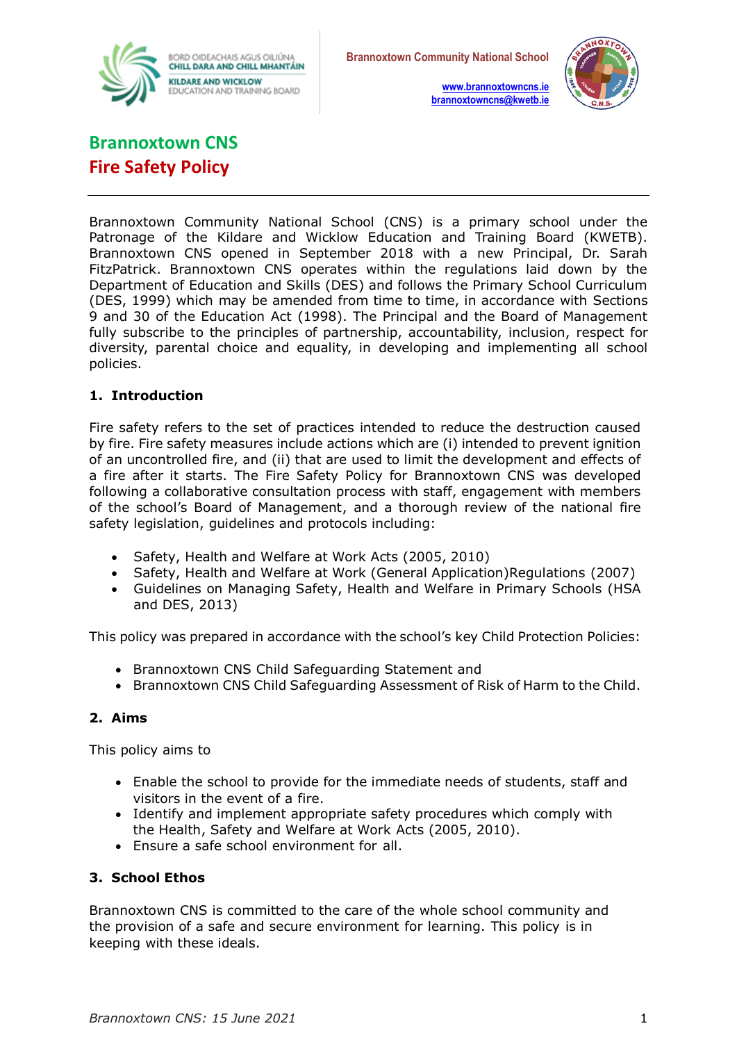BORD OIDEACHAIS AGUS OILIÚNA CHILL DARA AND CHILL MHANTÁIN
KILDARE AND WICKLOW EDUCATION AND TRAINING BOARD

Brannoxtown Community National School
www.brannoxtowncns.ie
brannoxtowncns@kwetb.ie

# Brannoxtown CNS
# Fire Safety Policy

---

Brannoxtown Community National School (CNS) is a primary school under the Patronage of the Kildare and Wicklow Education and Training Board (KWETB). Brannoxtown CNS opened in September 2018 with a new Principal, Dr. Sarah FitzPatrick. Brannoxtown CNS operates within the regulations laid down by the Department of Education and Skills (DES) and follows the Primary School Curriculum (DES, 1999) which may be amended from time to time, in accordance with Sections 9 and 30 of the Education Act (1998). The Principal and the Board of Management fully subscribe to the principles of partnership, accountability, inclusion, respect for diversity, parental choice and equality, in developing and implementing all school policies.

## 1. Introduction

Fire safety refers to the set of practices intended to reduce the destruction caused by fire. Fire safety measures include actions which are (i) intended to prevent ignition of an uncontrolled fire, and (ii) that are used to limit the development and effects of a fire after it starts. The Fire Safety Policy for Brannoxtown CNS was developed following a collaborative consultation process with staff, engagement with members of the school's Board of Management, and a thorough review of the national fire safety legislation, guidelines and protocols including:

- Safety, Health and Welfare at Work Acts (2005, 2010)
- Safety, Health and Welfare at Work (General Application)Regulations (2007)
- Guidelines on Managing Safety, Health and Welfare in Primary Schools (HSA and DES, 2013)

This policy was prepared in accordance with the school's key Child Protection Policies:

- Brannoxtown CNS Child Safeguarding Statement and
- Brannoxtown CNS Child Safeguarding Assessment of Risk of Harm to the Child.

## 2. Aims

This policy aims to

- Enable the school to provide for the immediate needs of students, staff and visitors in the event of a fire.
- Identify and implement appropriate safety procedures which comply with the Health, Safety and Welfare at Work Acts (2005, 2010).
- Ensure a safe school environment for all.

## 3. School Ethos

Brannoxtown CNS is committed to the care of the whole school community and the provision of a safe and secure environment for learning. This policy is in keeping with these ideals.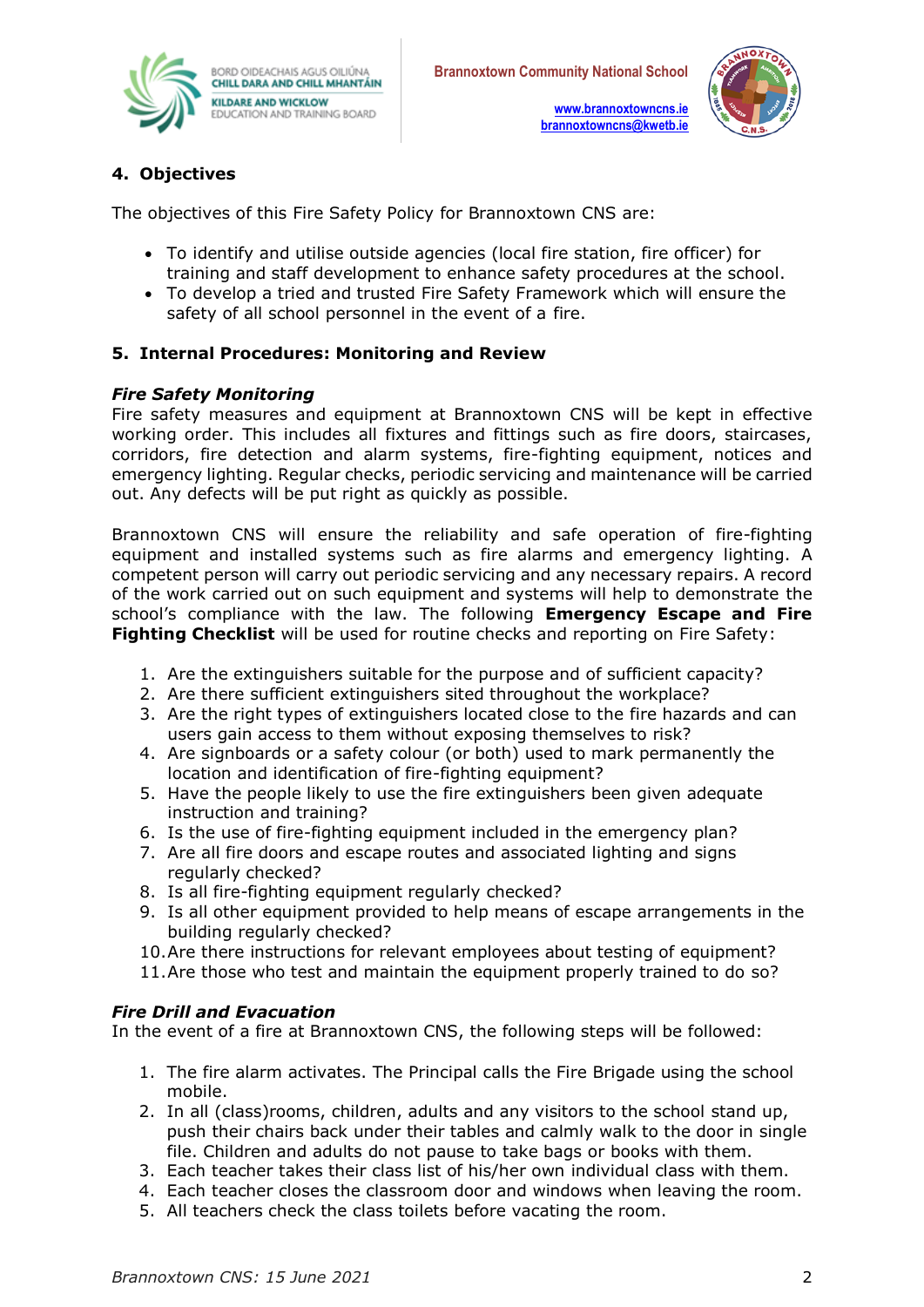## 4. Objectives

The objectives of this Fire Safety Policy for Brannoxtown CNS are:

- To identify and utilise outside agencies (local fire station, fire officer) for training and staff development to enhance safety procedures at the school.
- To develop a tried and trusted Fire Safety Framework which will ensure the safety of all school personnel in the event of a fire.

## 5. Internal Procedures: Monitoring and Review

### *Fire Safety Monitoring*

Fire safety measures and equipment at Brannoxtown CNS will be kept in effective working order. This includes all fixtures and fittings such as fire doors, staircases, corridors, fire detection and alarm systems, fire-fighting equipment, notices and emergency lighting. Regular checks, periodic servicing and maintenance will be carried out. Any defects will be put right as quickly as possible.

Brannoxtown CNS will ensure the reliability and safe operation of fire-fighting equipment and installed systems such as fire alarms and emergency lighting. A competent person will carry out periodic servicing and any necessary repairs. A record of the work carried out on such equipment and systems will help to demonstrate the school's compliance with the law. The following **Emergency Escape and Fire Fighting Checklist** will be used for routine checks and reporting on Fire Safety:

1. Are the extinguishers suitable for the purpose and of sufficient capacity?
2. Are there sufficient extinguishers sited throughout the workplace?
3. Are the right types of extinguishers located close to the fire hazards and can users gain access to them without exposing themselves to risk?
4. Are signboards or a safety colour (or both) used to mark permanently the location and identification of fire-fighting equipment?
5. Have the people likely to use the fire extinguishers been given adequate instruction and training?
6. Is the use of fire-fighting equipment included in the emergency plan?
7. Are all fire doors and escape routes and associated lighting and signs regularly checked?
8. Is all fire-fighting equipment regularly checked?
9. Is all other equipment provided to help means of escape arrangements in the building regularly checked?
10. Are there instructions for relevant employees about testing of equipment?
11. Are those who test and maintain the equipment properly trained to do so?

### *Fire Drill and Evacuation*

In the event of a fire at Brannoxtown CNS, the following steps will be followed:

1. The fire alarm activates. The Principal calls the Fire Brigade using the school mobile.
2. In all (class)rooms, children, adults and any visitors to the school stand up, push their chairs back under their tables and calmly walk to the door in single file. Children and adults do not pause to take bags or books with them.
3. Each teacher takes their class list of his/her own individual class with them.
4. Each teacher closes the classroom door and windows when leaving the room.
5. All teachers check the class toilets before vacating the room.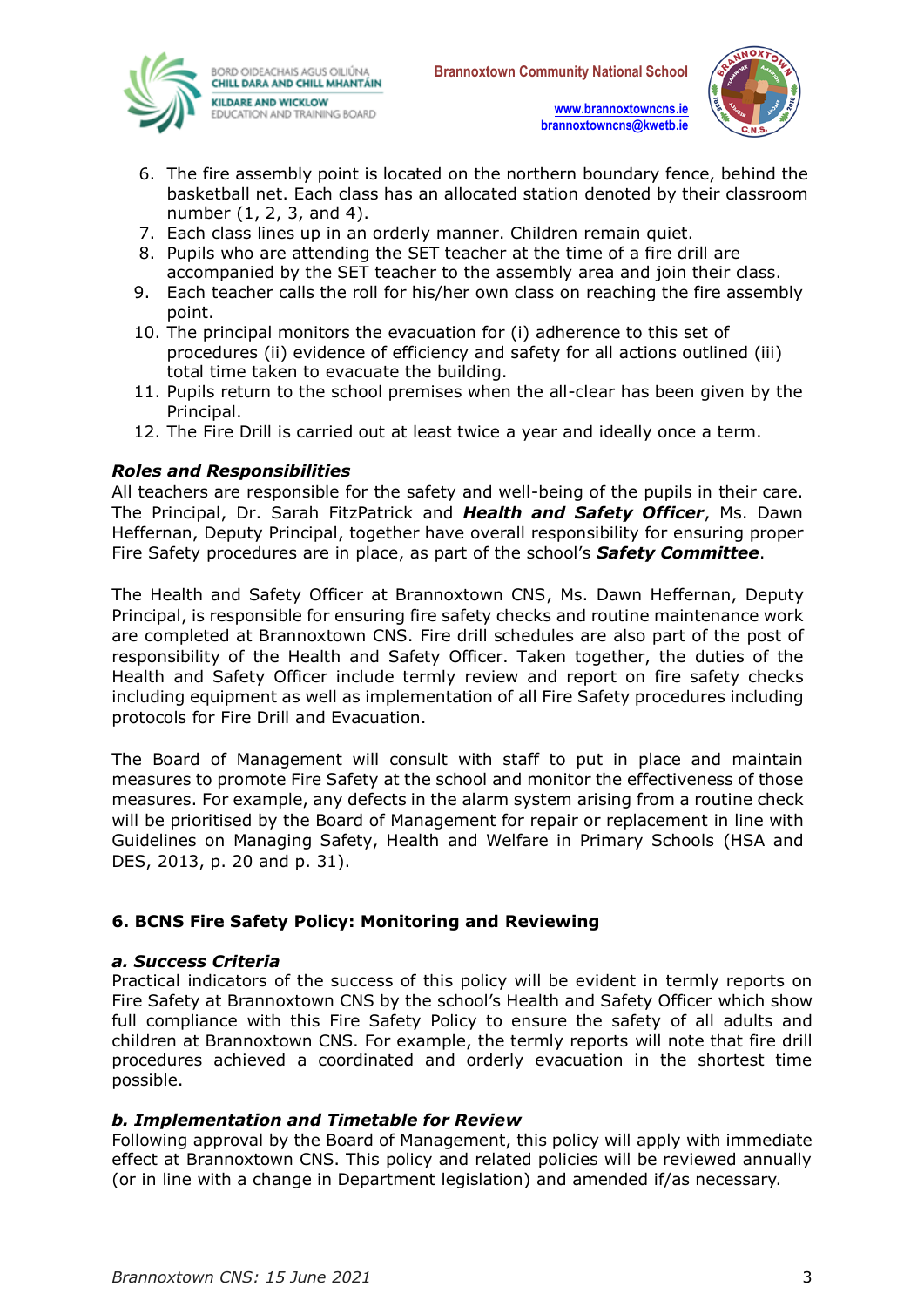6. The fire assembly point is located on the northern boundary fence, behind the basketball net. Each class has an allocated station denoted by their classroom number (1, 2, 3, and 4).
7. Each class lines up in an orderly manner. Children remain quiet.
8. Pupils who are attending the SET teacher at the time of a fire drill are accompanied by the SET teacher to the assembly area and join their class.
9. Each teacher calls the roll for his/her own class on reaching the fire assembly point.
10. The principal monitors the evacuation for (i) adherence to this set of procedures (ii) evidence of efficiency and safety for all actions outlined (iii) total time taken to evacuate the building.
11. Pupils return to the school premises when the all-clear has been given by the Principal.
12. The Fire Drill is carried out at least twice a year and ideally once a term.

***Roles and Responsibilities***

All teachers are responsible for the safety and well-being of the pupils in their care. The Principal, Dr. Sarah FitzPatrick and ***Health and Safety Officer***, Ms. Dawn Heffernan, Deputy Principal, together have overall responsibility for ensuring proper Fire Safety procedures are in place, as part of the school's ***Safety Committee***.

The Health and Safety Officer at Brannoxtown CNS, Ms. Dawn Heffernan, Deputy Principal, is responsible for ensuring fire safety checks and routine maintenance work are completed at Brannoxtown CNS. Fire drill schedules are also part of the post of responsibility of the Health and Safety Officer. Taken together, the duties of the Health and Safety Officer include termly review and report on fire safety checks including equipment as well as implementation of all Fire Safety procedures including protocols for Fire Drill and Evacuation.

The Board of Management will consult with staff to put in place and maintain measures to promote Fire Safety at the school and monitor the effectiveness of those measures. For example, any defects in the alarm system arising from a routine check will be prioritised by the Board of Management for repair or replacement in line with Guidelines on Managing Safety, Health and Welfare in Primary Schools (HSA and DES, 2013, p. 20 and p. 31).

## 6. BCNS Fire Safety Policy: Monitoring and Reviewing

***a. Success Criteria***

Practical indicators of the success of this policy will be evident in termly reports on Fire Safety at Brannoxtown CNS by the school's Health and Safety Officer which show full compliance with this Fire Safety Policy to ensure the safety of all adults and children at Brannoxtown CNS. For example, the termly reports will note that fire drill procedures achieved a coordinated and orderly evacuation in the shortest time possible.

***b. Implementation and Timetable for Review***

Following approval by the Board of Management, this policy will apply with immediate effect at Brannoxtown CNS. This policy and related policies will be reviewed annually (or in line with a change in Department legislation) and amended if/as necessary.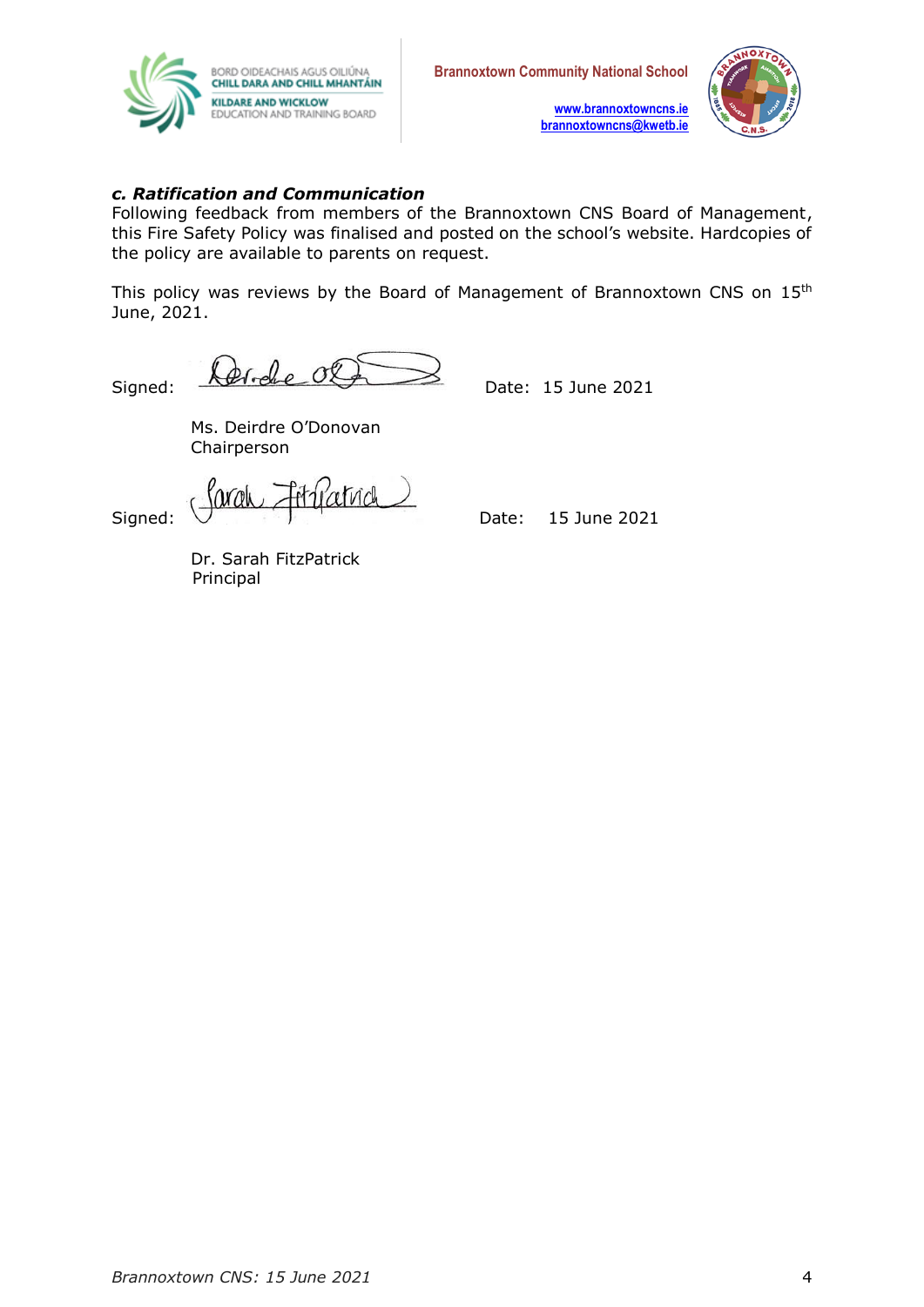### *c. Ratification and Communication*

Following feedback from members of the Brannoxtown CNS Board of Management, this Fire Safety Policy was finalised and posted on the school's website. Hardcopies of the policy are available to parents on request.

This policy was reviews by the Board of Management of Brannoxtown CNS on 15th June, 2021.

Signed: Date: 15 June 2021

Ms. Deirdre O'Donovan
Chairperson

Signed: Date: 15 June 2021

Dr. Sarah FitzPatrick
Principal